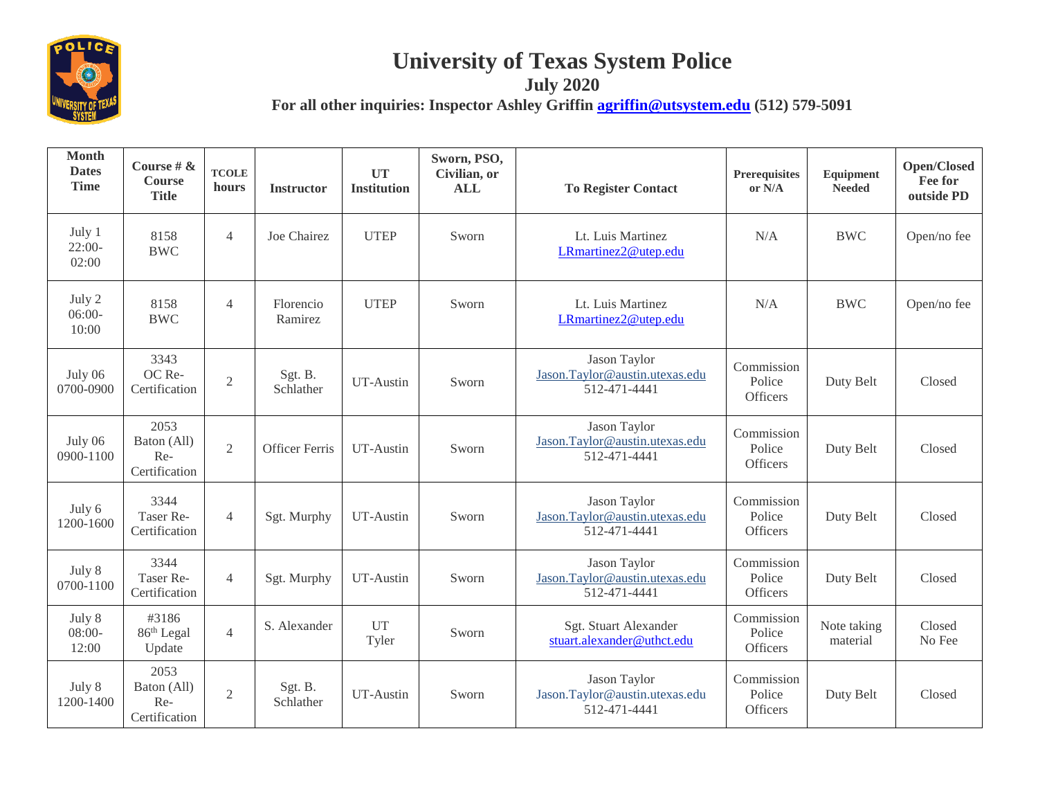# University of Texas System Police

## July 2020

**For all other inquiries: Inspector Ashley Griffin agriffin@utsystem.edu (512) 579-5091**

| Month Dates Time | Course # & Course Title | TCOLE hours | Instructor | UT Institution | Sworn, PSO, Civilian, or ALL | To Register Contact | Prerequisites or N/A | Equipment Needed | Open/Closed Fee for outside PD |
|---|---|---|---|---|---|---|---|---|---|
| July 1 22:00-02:00 | 8158 BWC | 4 | Joe Chairez | UTEP | Sworn | Lt. Luis Martinez LRmartinez2@utep.edu | N/A | BWC | Open/no fee |
| July 2 06:00-10:00 | 8158 BWC | 4 | Florencio Ramirez | UTEP | Sworn | Lt. Luis Martinez LRmartinez2@utep.edu | N/A | BWC | Open/no fee |
| July 06 0700-0900 | 3343 OC Re-Certification | 2 | Sgt. B. Schlather | UT-Austin | Sworn | Jason Taylor Jason.Taylor@austin.utexas.edu 512-471-4441 | Commission Police Officers | Duty Belt | Closed |
| July 06 0900-1100 | 2053 Baton (All) Re-Certification | 2 | Officer Ferris | UT-Austin | Sworn | Jason Taylor Jason.Taylor@austin.utexas.edu 512-471-4441 | Commission Police Officers | Duty Belt | Closed |
| July 6 1200-1600 | 3344 Taser Re-Certification | 4 | Sgt. Murphy | UT-Austin | Sworn | Jason Taylor Jason.Taylor@austin.utexas.edu 512-471-4441 | Commission Police Officers | Duty Belt | Closed |
| July 8 0700-1100 | 3344 Taser Re-Certification | 4 | Sgt. Murphy | UT-Austin | Sworn | Jason Taylor Jason.Taylor@austin.utexas.edu 512-471-4441 | Commission Police Officers | Duty Belt | Closed |
| July 8 08:00-12:00 | #3186 86th Legal Update | 4 | S. Alexander | UT Tyler | Sworn | Sgt. Stuart Alexander stuart.alexander@uthct.edu | Commission Police Officers | Note taking material | Closed No Fee |
| July 8 1200-1400 | 2053 Baton (All) Re-Certification | 2 | Sgt. B. Schlather | UT-Austin | Sworn | Jason Taylor Jason.Taylor@austin.utexas.edu 512-471-4441 | Commission Police Officers | Duty Belt | Closed |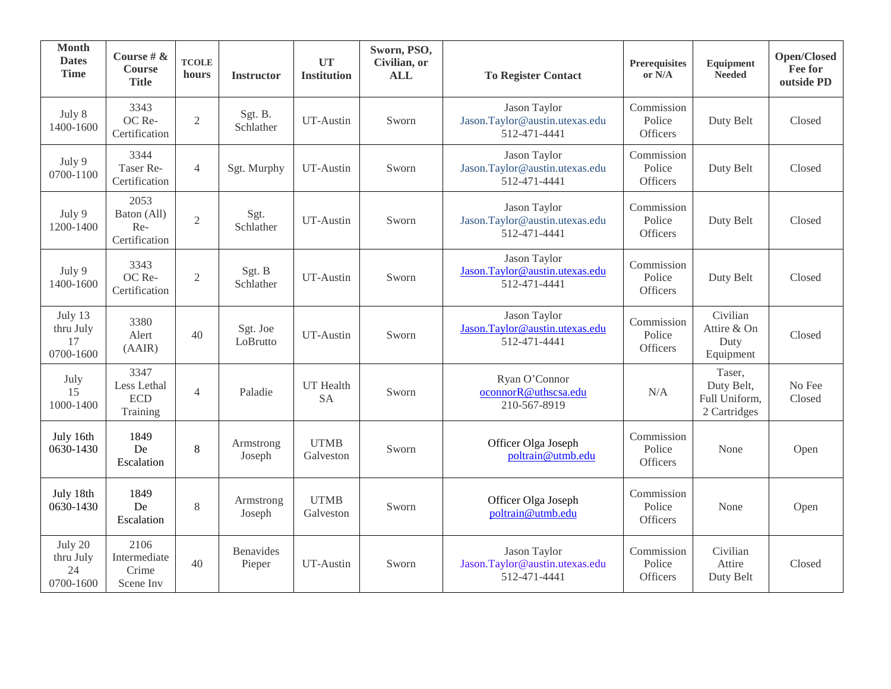| Month Dates Time | Course # & Course Title | TCOLE hours | Instructor | UT Institution | Sworn, PSO, Civilian, or ALL | To Register Contact | Prerequisites or N/A | Equipment Needed | Open/Closed Fee for outside PD |
|---|---|---|---|---|---|---|---|---|---|
| July 8 1400-1600 | 3343 OC Re-Certification | 2 | Sgt. B. Schlather | UT-Austin | Sworn | Jason Taylor Jason.Taylor@austin.utexas.edu 512-471-4441 | Commission Police Officers | Duty Belt | Closed |
| July 9 0700-1100 | 3344 Taser Re-Certification | 4 | Sgt. Murphy | UT-Austin | Sworn | Jason Taylor Jason.Taylor@austin.utexas.edu 512-471-4441 | Commission Police Officers | Duty Belt | Closed |
| July 9 1200-1400 | 2053 Baton (All) Re-Certification | 2 | Sgt. Schlather | UT-Austin | Sworn | Jason Taylor Jason.Taylor@austin.utexas.edu 512-471-4441 | Commission Police Officers | Duty Belt | Closed |
| July 9 1400-1600 | 3343 OC Re-Certification | 2 | Sgt. B Schlather | UT-Austin | Sworn | Jason Taylor Jason.Taylor@austin.utexas.edu 512-471-4441 | Commission Police Officers | Duty Belt | Closed |
| July 13 thru July 17 0700-1600 | 3380 Alert (AAIR) | 40 | Sgt. Joe LoBrutto | UT-Austin | Sworn | Jason Taylor Jason.Taylor@austin.utexas.edu 512-471-4441 | Commission Police Officers | Civilian Attire & On Duty Equipment | Closed |
| July 15 1000-1400 | 3347 Less Lethal ECD Training | 4 | Paladie | UT Health SA | Sworn | Ryan O'Connor oconnorR@uthscsa.edu 210-567-8919 | N/A | Taser, Duty Belt, Full Uniform, 2 Cartridges | No Fee Closed |
| July 16th 0630-1430 | 1849 De Escalation | 8 | Armstrong Joseph | UTMB Galveston | Sworn | Officer Olga Joseph poltrain@utmb.edu | Commission Police Officers | None | Open |
| July 18th 0630-1430 | 1849 De Escalation | 8 | Armstrong Joseph | UTMB Galveston | Sworn | Officer Olga Joseph poltrain@utmb.edu | Commission Police Officers | None | Open |
| July 20 thru July 24 0700-1600 | 2106 Intermediate Crime Scene Inv | 40 | Benavides Pieper | UT-Austin | Sworn | Jason Taylor Jason.Taylor@austin.utexas.edu 512-471-4441 | Commission Police Officers | Civilian Attire Duty Belt | Closed |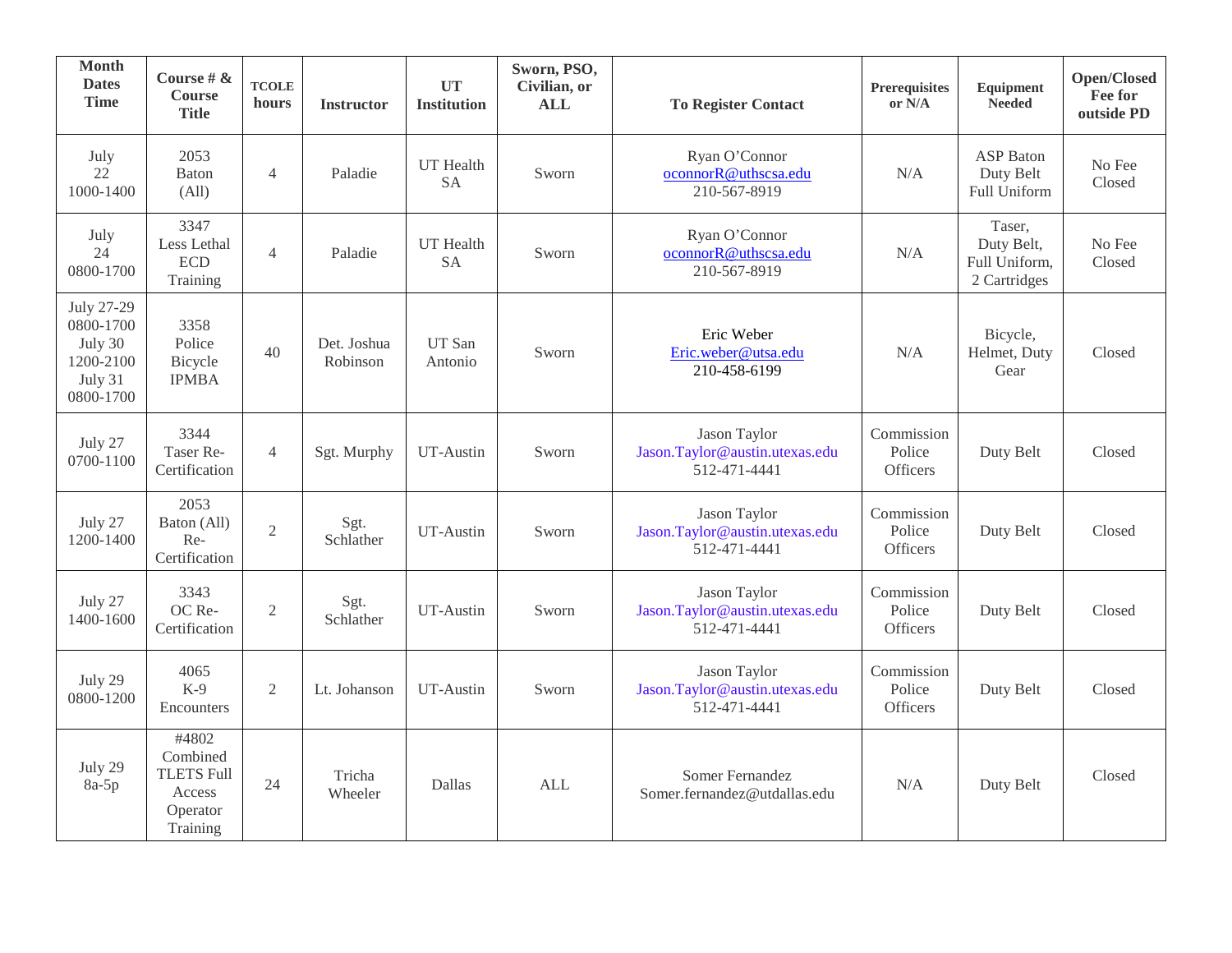| Month Dates Time | Course # & Course Title | TCOLE hours | Instructor | UT Institution | Sworn, PSO, Civilian, or ALL | To Register Contact | Prerequisites or N/A | Equipment Needed | Open/Closed Fee for outside PD |
|---|---|---|---|---|---|---|---|---|---|
| July 22 1000-1400 | 2053 Baton (All) | 4 | Paladie | UT Health SA | Sworn | Ryan O'Connor oconnorR@uthscsa.edu 210-567-8919 | N/A | ASP Baton Duty Belt Full Uniform | No Fee Closed |
| July 24 0800-1700 | 3347 Less Lethal ECD Training | 4 | Paladie | UT Health SA | Sworn | Ryan O'Connor oconnorR@uthscsa.edu 210-567-8919 | N/A | Taser, Duty Belt, Full Uniform, 2 Cartridges | No Fee Closed |
| July 27-29 0800-1700 July 30 1200-2100 July 31 0800-1700 | 3358 Police Bicycle IPMBA | 40 | Det. Joshua Robinson | UT San Antonio | Sworn | Eric Weber Eric.weber@utsa.edu 210-458-6199 | N/A | Bicycle, Helmet, Duty Gear | Closed |
| July 27 0700-1100 | 3344 Taser Re-Certification | 4 | Sgt. Murphy | UT-Austin | Sworn | Jason Taylor Jason.Taylor@austin.utexas.edu 512-471-4441 | Commission Police Officers | Duty Belt | Closed |
| July 27 1200-1400 | 2053 Baton (All) Re-Certification | 2 | Sgt. Schlather | UT-Austin | Sworn | Jason Taylor Jason.Taylor@austin.utexas.edu 512-471-4441 | Commission Police Officers | Duty Belt | Closed |
| July 27 1400-1600 | 3343 OC Re-Certification | 2 | Sgt. Schlather | UT-Austin | Sworn | Jason Taylor Jason.Taylor@austin.utexas.edu 512-471-4441 | Commission Police Officers | Duty Belt | Closed |
| July 29 0800-1200 | 4065 K-9 Encounters | 2 | Lt. Johanson | UT-Austin | Sworn | Jason Taylor Jason.Taylor@austin.utexas.edu 512-471-4441 | Commission Police Officers | Duty Belt | Closed |
| July 29 8a-5p | #4802 Combined TLETS Full Access Operator Training | 24 | Tricha Wheeler | Dallas | ALL | Somer Fernandez Somer.fernandez@utdallas.edu | N/A | Duty Belt | Closed |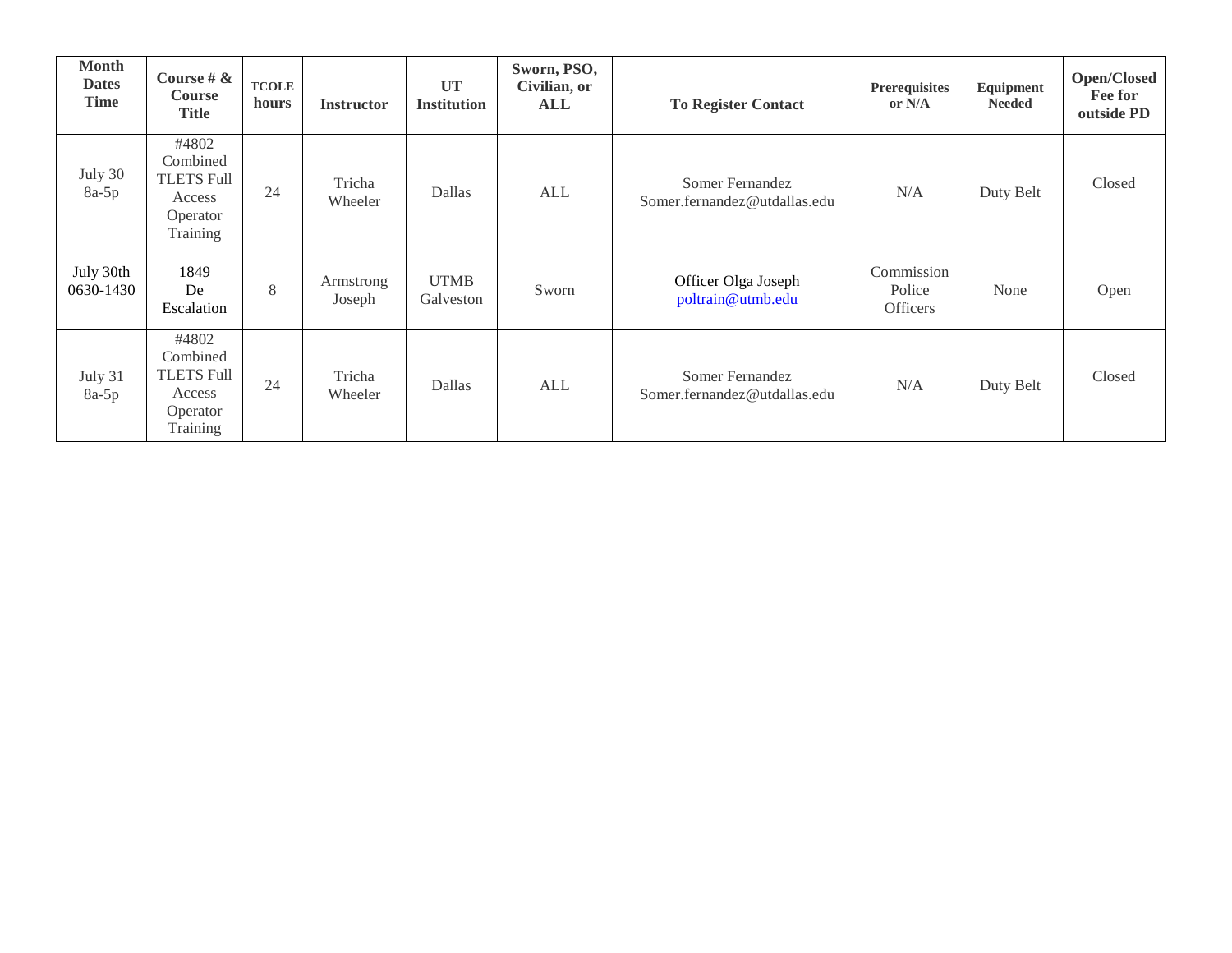| Month Dates Time | Course # & Course Title | TCOLE hours | Instructor | UT Institution | Sworn, PSO, Civilian, or ALL | To Register Contact | Prerequisites or N/A | Equipment Needed | Open/Closed Fee for outside PD |
|---|---|---|---|---|---|---|---|---|---|
| July 30 8a-5p | #4802 Combined TLETS Full Access Operator Training | 24 | Tricha Wheeler | Dallas | ALL | Somer Fernandez Somer.fernandez@utdallas.edu | N/A | Duty Belt | Closed |
| July 30th 0630-1430 | 1849 De Escalation | 8 | Armstrong Joseph | UTMB Galveston | Sworn | Officer Olga Joseph poltrain@utmb.edu | Commission Police Officers | None | Open |
| July 31 8a-5p | #4802 Combined TLETS Full Access Operator Training | 24 | Tricha Wheeler | Dallas | ALL | Somer Fernandez Somer.fernandez@utdallas.edu | N/A | Duty Belt | Closed |